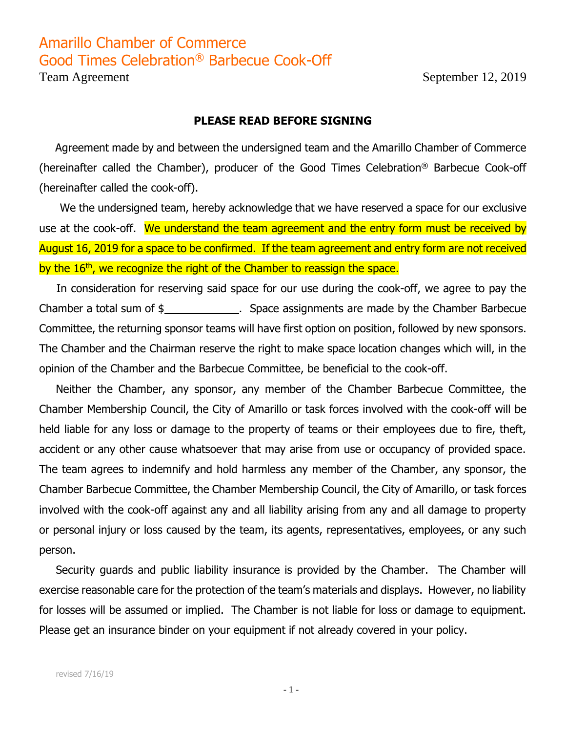# Amarillo Chamber of Commerce
# Good Times Celebration® Barbecue Cook-Off

Team Agreement September 12, 2019

**PLEASE READ BEFORE SIGNING**

Agreement made by and between the undersigned team and the Amarillo Chamber of Commerce (hereinafter called the Chamber), producer of the Good Times Celebration® Barbecue Cook-off (hereinafter called the cook-off).

We the undersigned team, hereby acknowledge that we have reserved a space for our exclusive use at the cook-off. We understand the team agreement and the entry form must be received by August 16, 2019 for a space to be confirmed. If the team agreement and entry form are not received by the 16th, we recognize the right of the Chamber to reassign the space.

In consideration for reserving said space for our use during the cook-off, we agree to pay the Chamber a total sum of $\_\_\_\_\_\_\_\_\_\_\_\_. Space assignments are made by the Chamber Barbecue Committee, the returning sponsor teams will have first option on position, followed by new sponsors. The Chamber and the Chairman reserve the right to make space location changes which will, in the opinion of the Chamber and the Barbecue Committee, be beneficial to the cook-off.

Neither the Chamber, any sponsor, any member of the Chamber Barbecue Committee, the Chamber Membership Council, the City of Amarillo or task forces involved with the cook-off will be held liable for any loss or damage to the property of teams or their employees due to fire, theft, accident or any other cause whatsoever that may arise from use or occupancy of provided space. The team agrees to indemnify and hold harmless any member of the Chamber, any sponsor, the Chamber Barbecue Committee, the Chamber Membership Council, the City of Amarillo, or task forces involved with the cook-off against any and all liability arising from any and all damage to property or personal injury or loss caused by the team, its agents, representatives, employees, or any such person.

Security guards and public liability insurance is provided by the Chamber. The Chamber will exercise reasonable care for the protection of the team's materials and displays. However, no liability for losses will be assumed or implied. The Chamber is not liable for loss or damage to equipment. Please get an insurance binder on your equipment if not already covered in your policy.

revised 7/16/19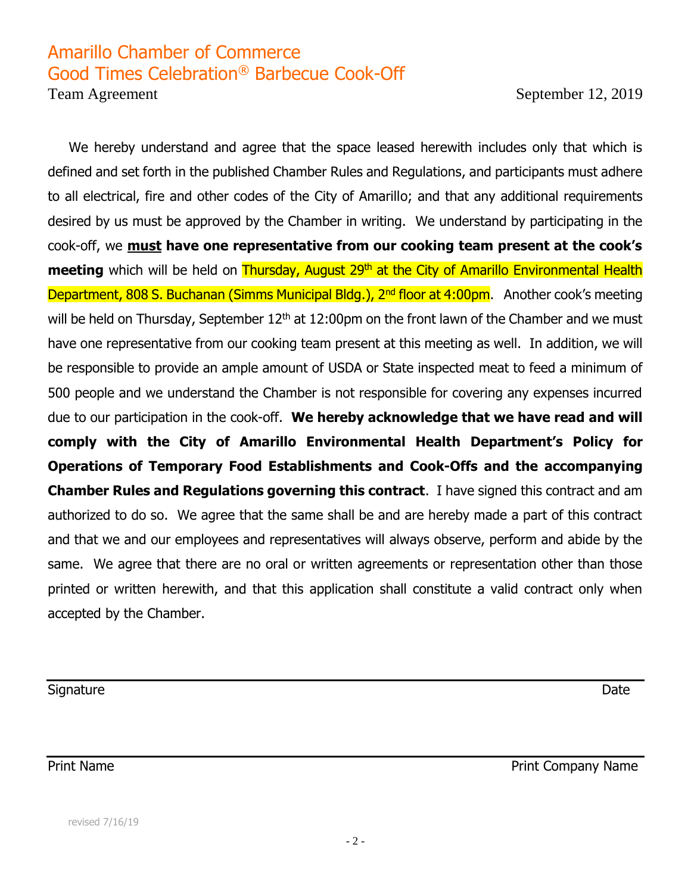# Amarillo Chamber of Commerce
# Good Times Celebration® Barbecue Cook-Off

Team Agreement September 12, 2019

We hereby understand and agree that the space leased herewith includes only that which is defined and set forth in the published Chamber Rules and Regulations, and participants must adhere to all electrical, fire and other codes of the City of Amarillo; and that any additional requirements desired by us must be approved by the Chamber in writing. We understand by participating in the cook-off, we **must have one representative from our cooking team present at the cook's meeting** which will be held on Thursday, August 29th at the City of Amarillo Environmental Health Department, 808 S. Buchanan (Simms Municipal Bldg.), 2nd floor at 4:00pm. Another cook's meeting will be held on Thursday, September 12th at 12:00pm on the front lawn of the Chamber and we must have one representative from our cooking team present at this meeting as well. In addition, we will be responsible to provide an ample amount of USDA or State inspected meat to feed a minimum of 500 people and we understand the Chamber is not responsible for covering any expenses incurred due to our participation in the cook-off. **We hereby acknowledge that we have read and will comply with the City of Amarillo Environmental Health Department's Policy for Operations of Temporary Food Establishments and Cook-Offs and the accompanying Chamber Rules and Regulations governing this contract**. I have signed this contract and am authorized to do so. We agree that the same shall be and are hereby made a part of this contract and that we and our employees and representatives will always observe, perform and abide by the same. We agree that there are no oral or written agreements or representation other than those printed or written herewith, and that this application shall constitute a valid contract only when accepted by the Chamber.

Signature Date

Print Name Print Company Name

revised 7/16/19